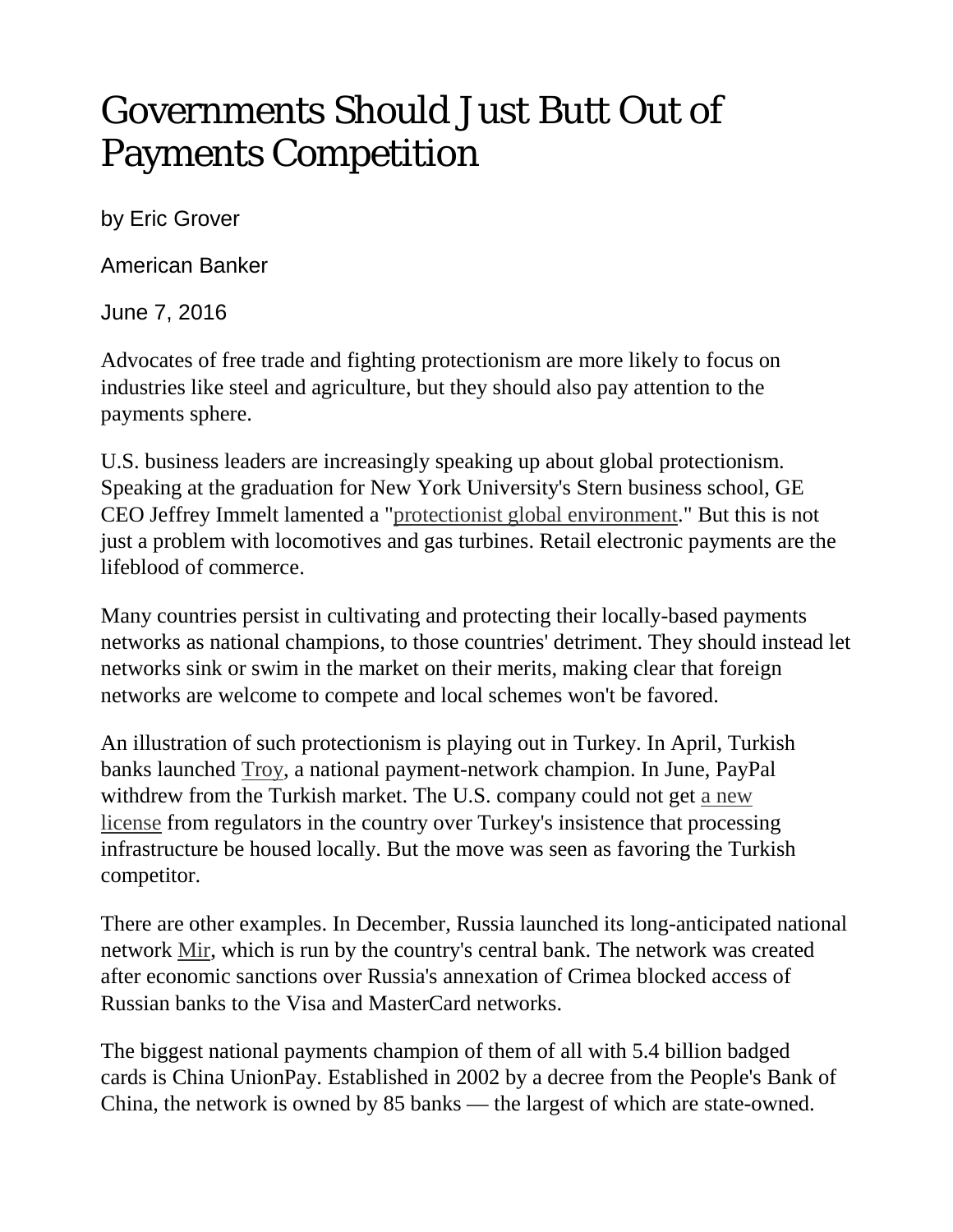# Governments Should Just Butt Out of Payments Competition

by Eric Grover

American Banker

June 7, 2016

Advocates of free trade and fighting protectionism are more likely to focus on industries like steel and agriculture, but they should also pay attention to the payments sphere.

U.S. business leaders are increasingly speaking up about global protectionism. Speaking at the graduation for New York University's Stern business school, GE CEO Jeffrey Immelt lamented a "protectionist global environment." But this is not just a problem with locomotives and gas turbines. Retail electronic payments are the lifeblood of commerce.

Many countries persist in cultivating and protecting their locally-based payments networks as national champions, to those countries' detriment. They should instead let networks sink or swim in the market on their merits, making clear that foreign networks are welcome to compete and local schemes won't be favored.

An illustration of such protectionism is playing out in Turkey. In April, Turkish banks launched Troy, a national payment-network champion. In June, PayPal withdrew from the Turkish market. The U.S. company could not get a new license from regulators in the country over Turkey's insistence that processing infrastructure be housed locally. But the move was seen as favoring the Turkish competitor.

There are other examples. In December, Russia launched its long-anticipated national network Mir, which is run by the country's central bank. The network was created after economic sanctions over Russia's annexation of Crimea blocked access of Russian banks to the Visa and MasterCard networks.

The biggest national payments champion of them of all with 5.4 billion badged cards is China UnionPay. Established in 2002 by a decree from the People's Bank of China, the network is owned by 85 banks — the largest of which are state-owned.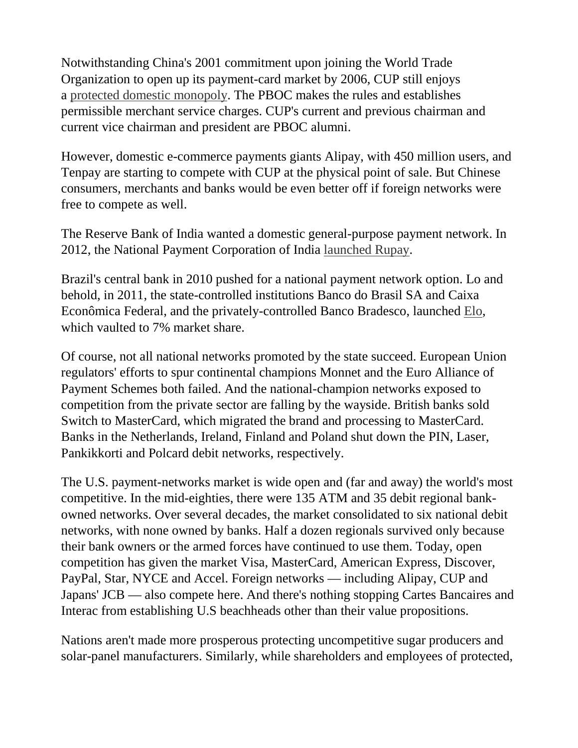Notwithstanding China's 2001 commitment upon joining the World Trade Organization to open up its payment-card market by 2006, CUP still enjoys a protected domestic monopoly. The PBOC makes the rules and establishes permissible merchant service charges. CUP's current and previous chairman and current vice chairman and president are PBOC alumni.

However, domestic e-commerce payments giants Alipay, with 450 million users, and Tenpay are starting to compete with CUP at the physical point of sale. But Chinese consumers, merchants and banks would be even better off if foreign networks were free to compete as well.

The Reserve Bank of India wanted a domestic general-purpose payment network. In 2012, the National Payment Corporation of India launched Rupay.

Brazil's central bank in 2010 pushed for a national payment network option. Lo and behold, in 2011, the state-controlled institutions Banco do Brasil SA and Caixa Econômica Federal, and the privately-controlled Banco Bradesco, launched Elo, which vaulted to 7% market share.

Of course, not all national networks promoted by the state succeed. European Union regulators' efforts to spur continental champions Monnet and the Euro Alliance of Payment Schemes both failed. And the national-champion networks exposed to competition from the private sector are falling by the wayside. British banks sold Switch to MasterCard, which migrated the brand and processing to MasterCard. Banks in the Netherlands, Ireland, Finland and Poland shut down the PIN, Laser, Pankikkorti and Polcard debit networks, respectively.

The U.S. payment-networks market is wide open and (far and away) the world's most competitive. In the mid-eighties, there were 135 ATM and 35 debit regional bank-owned networks. Over several decades, the market consolidated to six national debit networks, with none owned by banks. Half a dozen regionals survived only because their bank owners or the armed forces have continued to use them. Today, open competition has given the market Visa, MasterCard, American Express, Discover, PayPal, Star, NYCE and Accel. Foreign networks — including Alipay, CUP and Japans' JCB — also compete here. And there's nothing stopping Cartes Bancaires and Interac from establishing U.S beachheads other than their value propositions.

Nations aren't made more prosperous protecting uncompetitive sugar producers and solar-panel manufacturers. Similarly, while shareholders and employees of protected,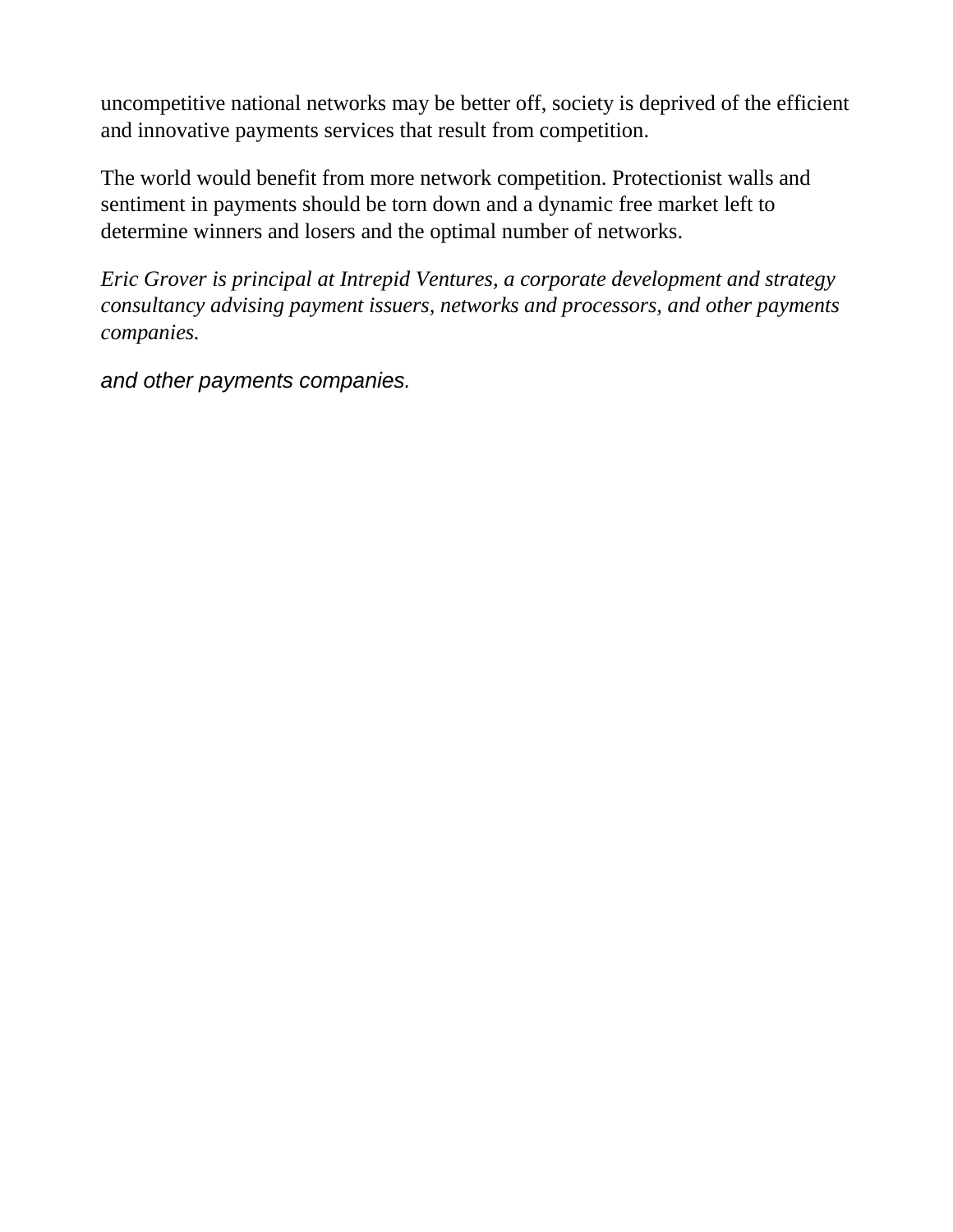uncompetitive national networks may be better off, society is deprived of the efficient and innovative payments services that result from competition.

The world would benefit from more network competition. Protectionist walls and sentiment in payments should be torn down and a dynamic free market left to determine winners and losers and the optimal number of networks.

*Eric Grover is principal at Intrepid Ventures, a corporate development and strategy consultancy advising payment issuers, networks and processors, and other payments companies.*

*and other payments companies.*